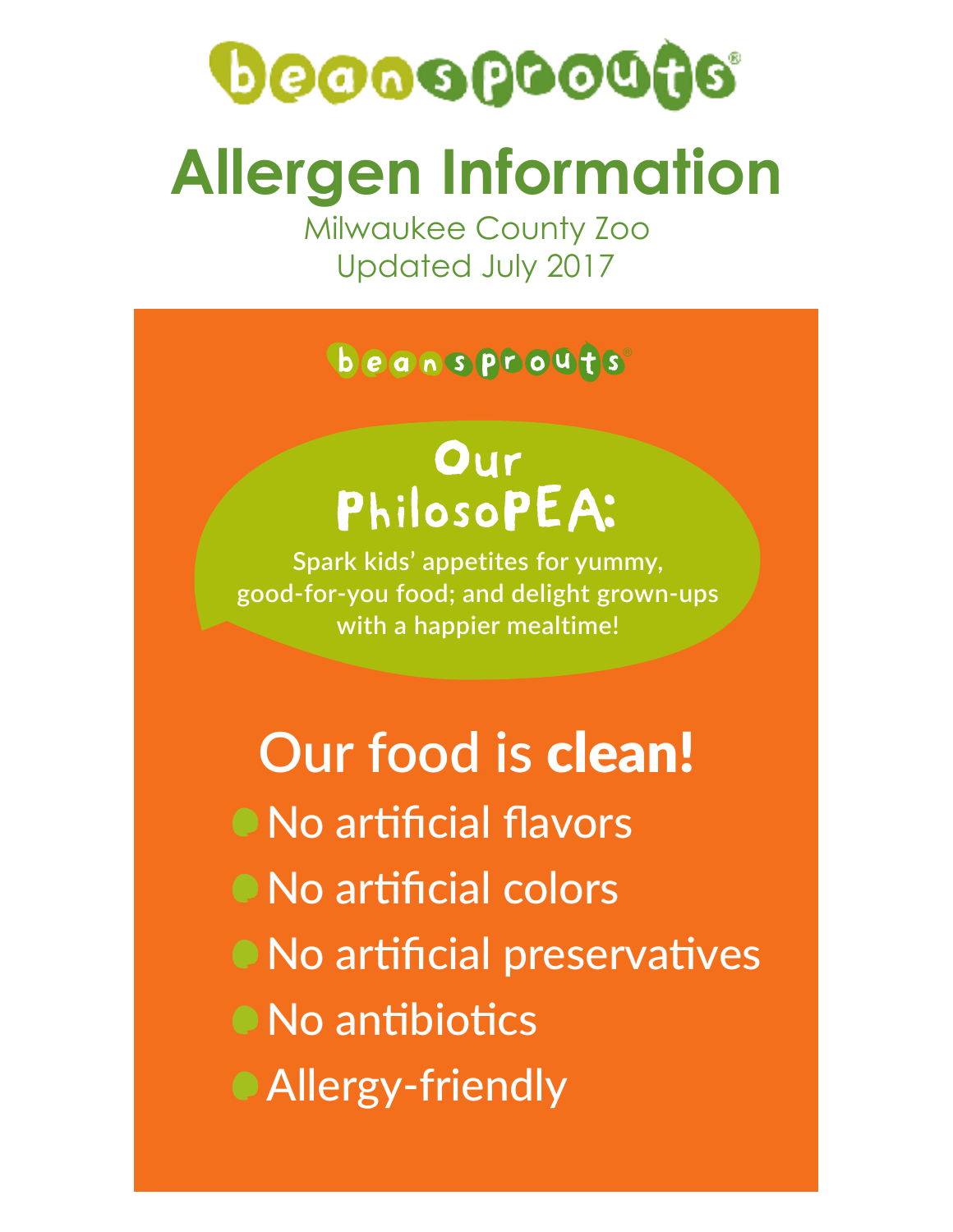# beansprouts®

# Allergen Information

Milwaukee County Zoo
Updated July 2017

beansprouts®

## Our PhilosoPEA:

Spark kids' appetites for yummy, good-for-you food; and delight grown-ups with a happier mealtime!

## Our food is **clean!**

- No artificial flavors
- No artificial colors
- No artificial preservatives
- No antibiotics
- Allergy-friendly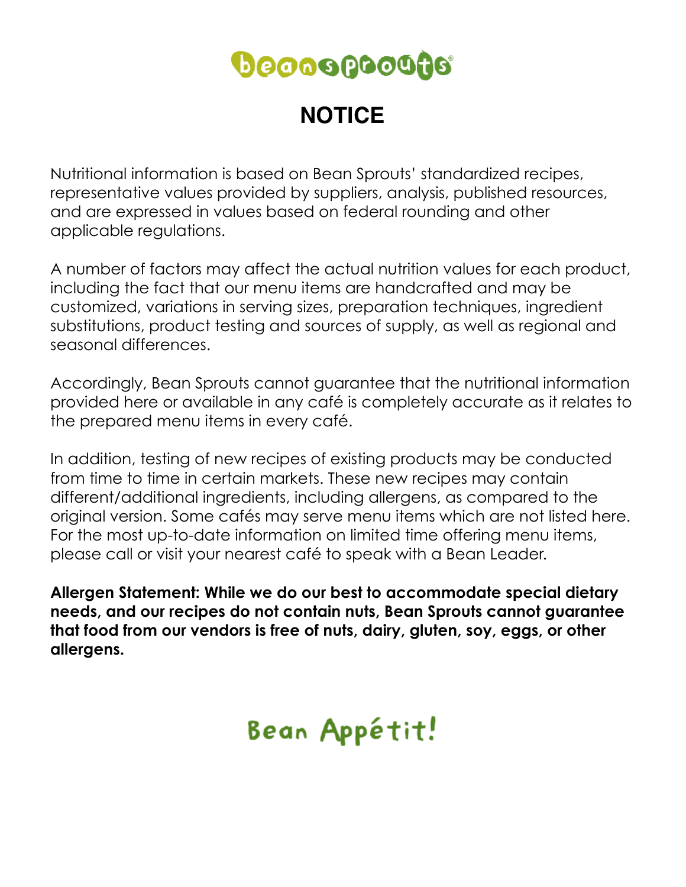beansprouts®

# NOTICE

Nutritional information is based on Bean Sprouts' standardized recipes, representative values provided by suppliers, analysis, published resources, and are expressed in values based on federal rounding and other applicable regulations.

A number of factors may affect the actual nutrition values for each product, including the fact that our menu items are handcrafted and may be customized, variations in serving sizes, preparation techniques, ingredient substitutions, product testing and sources of supply, as well as regional and seasonal differences.

Accordingly, Bean Sprouts cannot guarantee that the nutritional information provided here or available in any café is completely accurate as it relates to the prepared menu items in every café.

In addition, testing of new recipes of existing products may be conducted from time to time in certain markets. These new recipes may contain different/additional ingredients, including allergens, as compared to the original version. Some cafés may serve menu items which are not listed here. For the most up-to-date information on limited time offering menu items, please call or visit your nearest café to speak with a Bean Leader.

**Allergen Statement: While we do our best to accommodate special dietary needs, and our recipes do not contain nuts, Bean Sprouts cannot guarantee that food from our vendors is free of nuts, dairy, gluten, soy, eggs, or other allergens.**

Bean Appétit!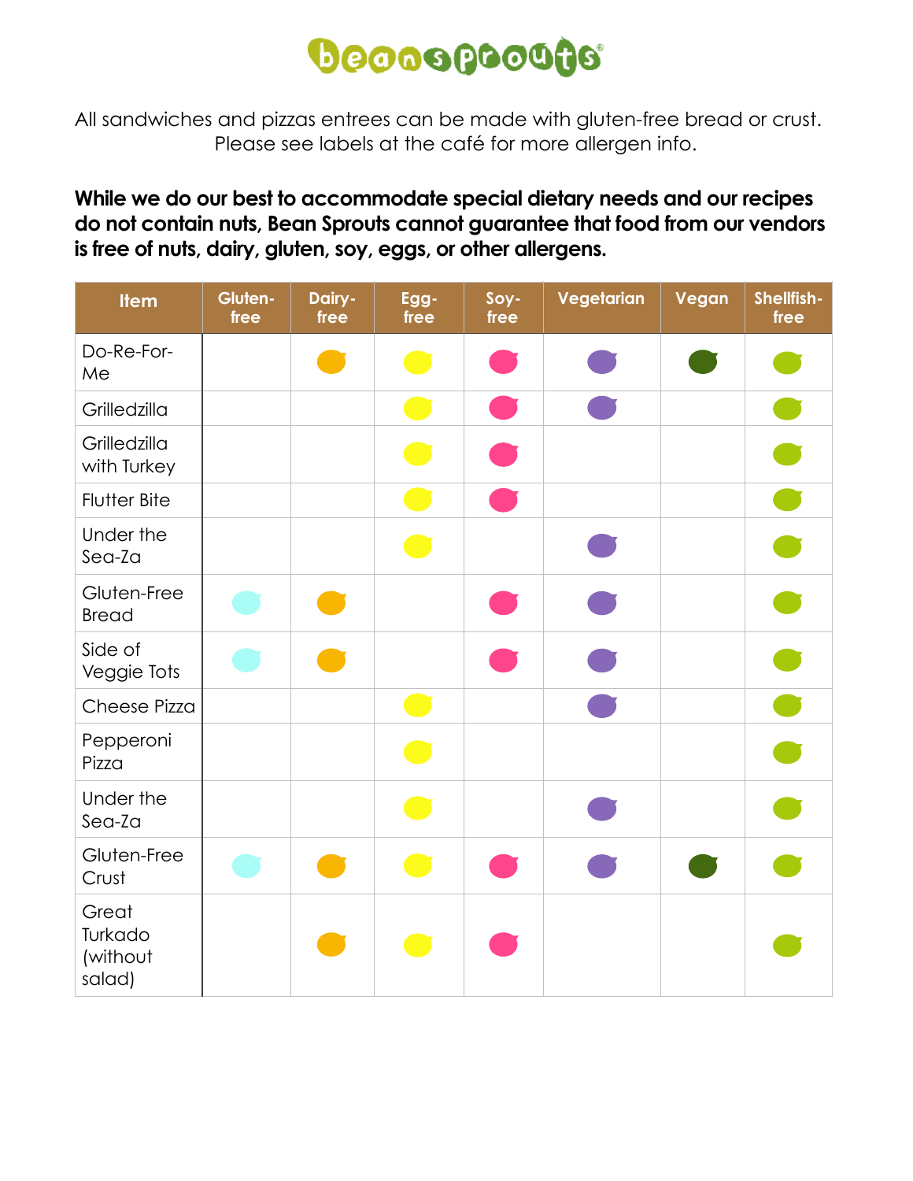# beansprouts®

All sandwiches and pizzas entrees can be made with gluten-free bread or crust.
Please see labels at the café for more allergen info.

**While we do our best to accommodate special dietary needs and our recipes do not contain nuts, Bean Sprouts cannot guarantee that food from our vendors is free of nuts, dairy, gluten, soy, eggs, or other allergens.**

| Item | Gluten-free | Dairy-free | Egg-free | Soy-free | Vegetarian | Vegan | Shellfish-free |
|---|---|---|---|---|---|---|---|
| Do-Re-For-Me | | ● | ● | ● | ● | ● | ● |
| Grilledzilla | | | ● | ● | ● | | ● |
| Grilledzilla with Turkey | | | ● | ● | | | ● |
| Flutter Bite | | | ● | ● | | | ● |
| Under the Sea-Za | | | ● | | ● | | ● |
| Gluten-Free Bread | ● | ● | | ● | ● | | ● |
| Side of Veggie Tots | ● | ● | | ● | ● | | ● |
| Cheese Pizza | | | ● | | ● | | ● |
| Pepperoni Pizza | | | ● | | | | ● |
| Under the Sea-Za | | | ● | | ● | | ● |
| Gluten-Free Crust | ● | ● | ● | ● | ● | ● | ● |
| Great Turkado (without salad) | | ● | ● | ● | | | ● |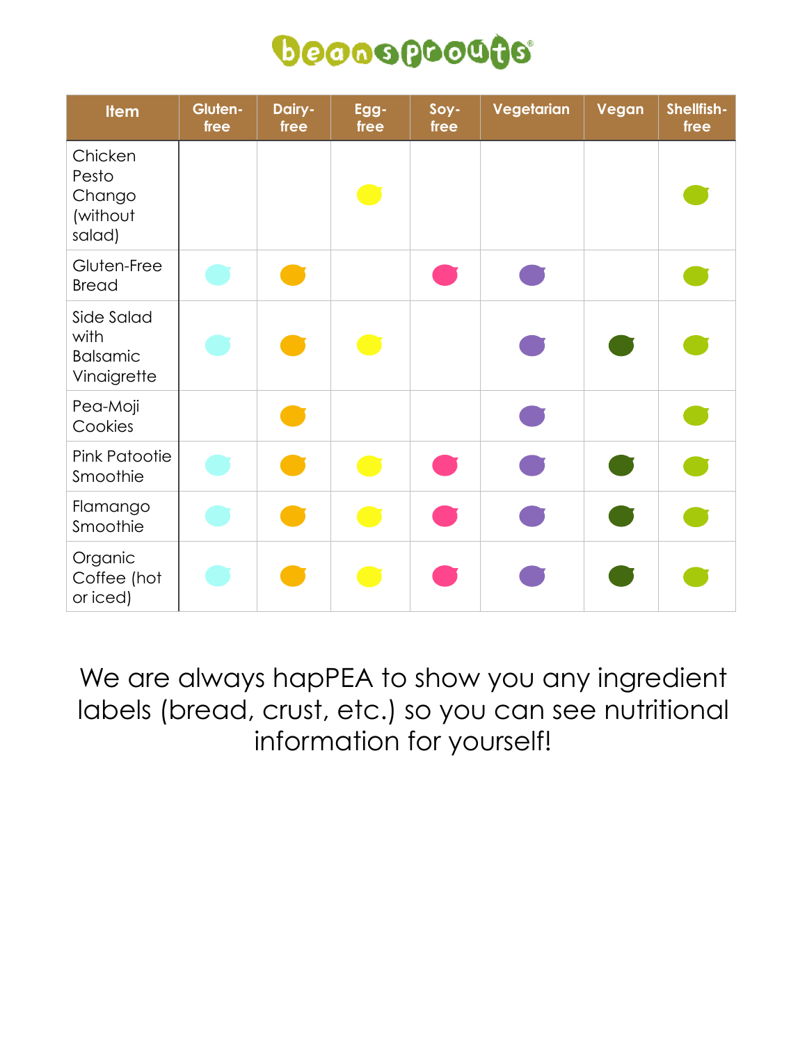# beansprouts®

| Item | Gluten-free | Dairy-free | Egg-free | Soy-free | Vegetarian | Vegan | Shellfish-free |
|---|---|---|---|---|---|---|---|
| Chicken Pesto Chango (without salad) | | | ● | | | | ● |
| Gluten-Free Bread | ● | ● | | ● | ● | | ● |
| Side Salad with Balsamic Vinaigrette | ● | ● | ● | | ● | ● | ● |
| Pea-Moji Cookies | | ● | | | ● | | ● |
| Pink Patootie Smoothie | ● | ● | ● | ● | ● | ● | ● |
| Flamango Smoothie | ● | ● | ● | ● | ● | ● | ● |
| Organic Coffee (hot or iced) | ● | ● | ● | ● | ● | ● | ● |

We are always hapPEA to show you any ingredient labels (bread, crust, etc.) so you can see nutritional information for yourself!